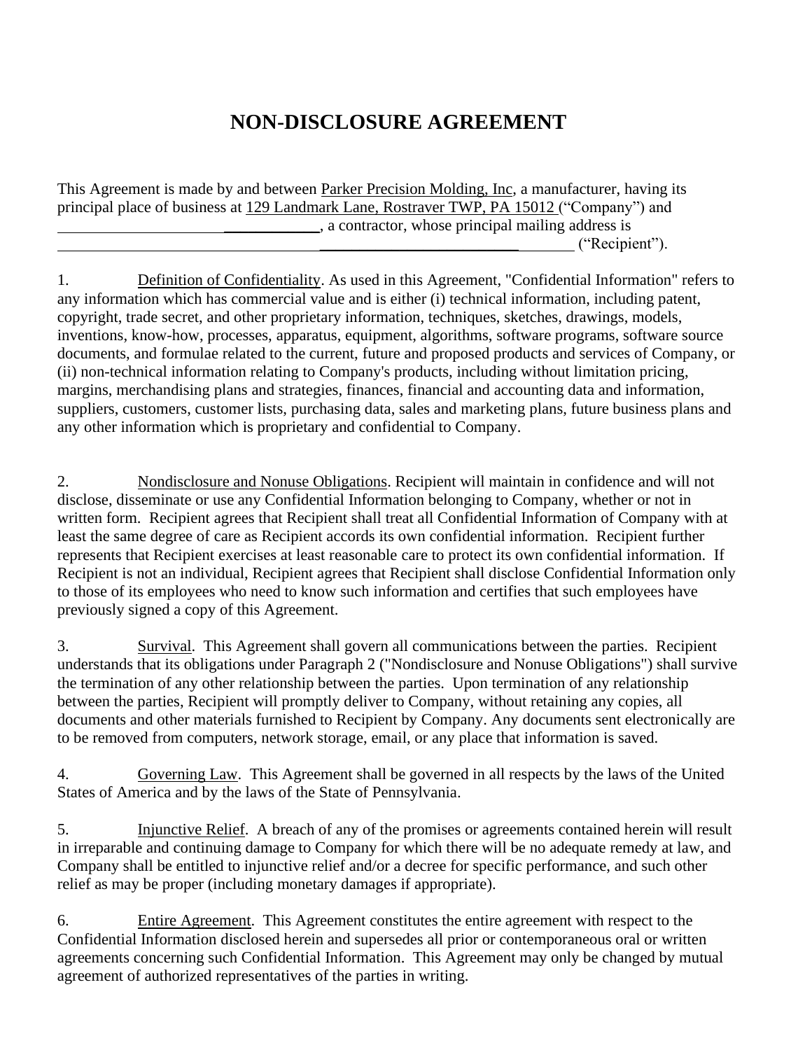# NON-DISCLOSURE AGREEMENT

This Agreement is made by and between Parker Precision Molding, Inc, a manufacturer, having its principal place of business at 129 Landmark Lane, Rostraver TWP, PA 15012 ("Company") and ____________________________________, a contractor, whose principal mailing address is ____________________________________________________________ ("Recipient").

1. Definition of Confidentiality. As used in this Agreement, "Confidential Information" refers to any information which has commercial value and is either (i) technical information, including patent, copyright, trade secret, and other proprietary information, techniques, sketches, drawings, models, inventions, know-how, processes, apparatus, equipment, algorithms, software programs, software source documents, and formulae related to the current, future and proposed products and services of Company, or (ii) non-technical information relating to Company's products, including without limitation pricing, margins, merchandising plans and strategies, finances, financial and accounting data and information, suppliers, customers, customer lists, purchasing data, sales and marketing plans, future business plans and any other information which is proprietary and confidential to Company.

2. Nondisclosure and Nonuse Obligations. Recipient will maintain in confidence and will not disclose, disseminate or use any Confidential Information belonging to Company, whether or not in written form. Recipient agrees that Recipient shall treat all Confidential Information of Company with at least the same degree of care as Recipient accords its own confidential information. Recipient further represents that Recipient exercises at least reasonable care to protect its own confidential information. If Recipient is not an individual, Recipient agrees that Recipient shall disclose Confidential Information only to those of its employees who need to know such information and certifies that such employees have previously signed a copy of this Agreement.

3. Survival. This Agreement shall govern all communications between the parties. Recipient understands that its obligations under Paragraph 2 ("Nondisclosure and Nonuse Obligations") shall survive the termination of any other relationship between the parties. Upon termination of any relationship between the parties, Recipient will promptly deliver to Company, without retaining any copies, all documents and other materials furnished to Recipient by Company. Any documents sent electronically are to be removed from computers, network storage, email, or any place that information is saved.

4. Governing Law. This Agreement shall be governed in all respects by the laws of the United States of America and by the laws of the State of Pennsylvania.

5. Injunctive Relief. A breach of any of the promises or agreements contained herein will result in irreparable and continuing damage to Company for which there will be no adequate remedy at law, and Company shall be entitled to injunctive relief and/or a decree for specific performance, and such other relief as may be proper (including monetary damages if appropriate).

6. Entire Agreement. This Agreement constitutes the entire agreement with respect to the Confidential Information disclosed herein and supersedes all prior or contemporaneous oral or written agreements concerning such Confidential Information. This Agreement may only be changed by mutual agreement of authorized representatives of the parties in writing.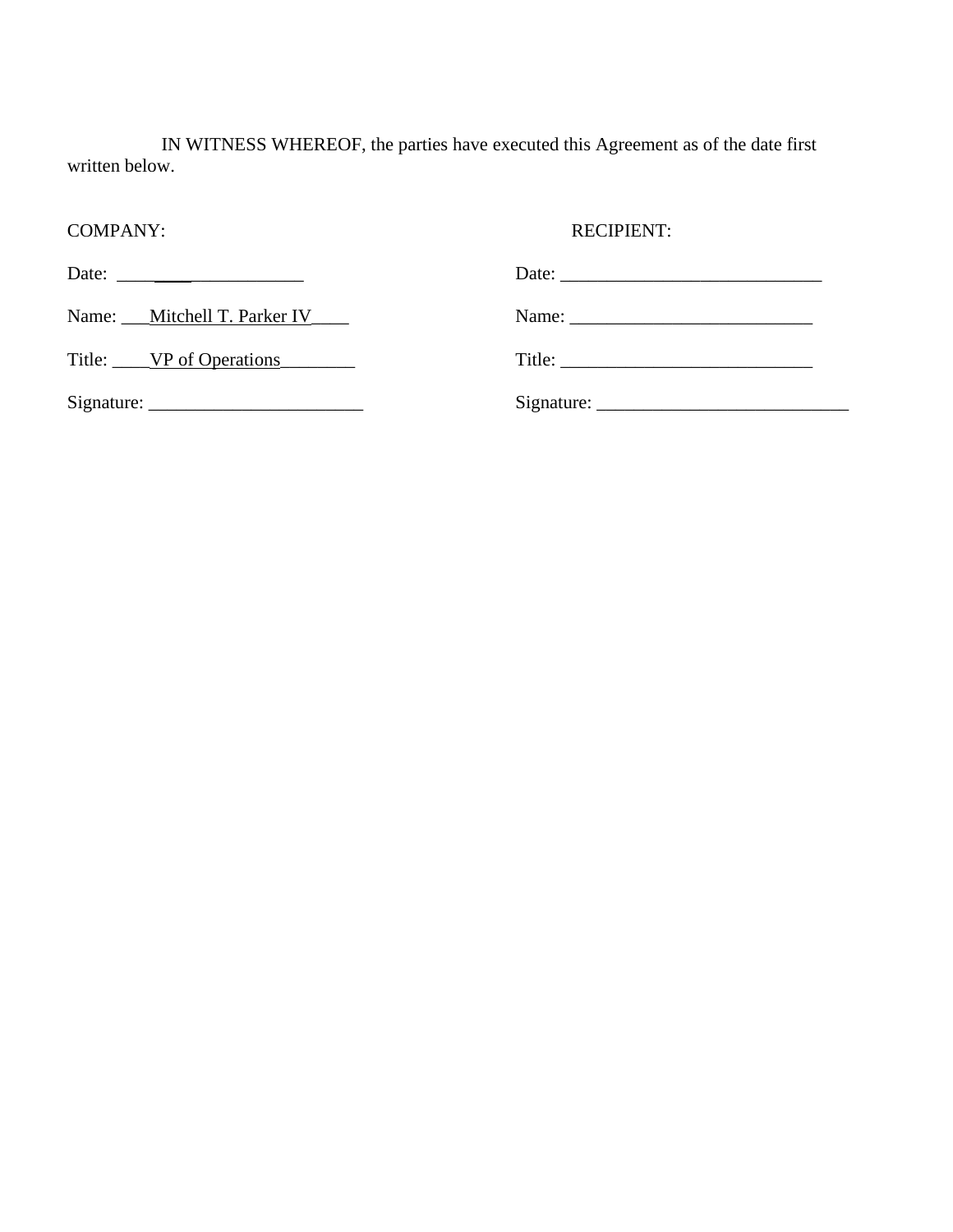IN WITNESS WHEREOF, the parties have executed this Agreement as of the date first written below.

| COMPANY: | RECIPIENT: |
| --- | --- |
| Date: _____________________ | Date: _____________________________ |
| Name: ___Mitchell T. Parker IV____ | Name: ___________________________ |
| Title: ____VP of Operations________ | Title: ____________________________ |
| Signature: ________________________ | Signature: ____________________________ |